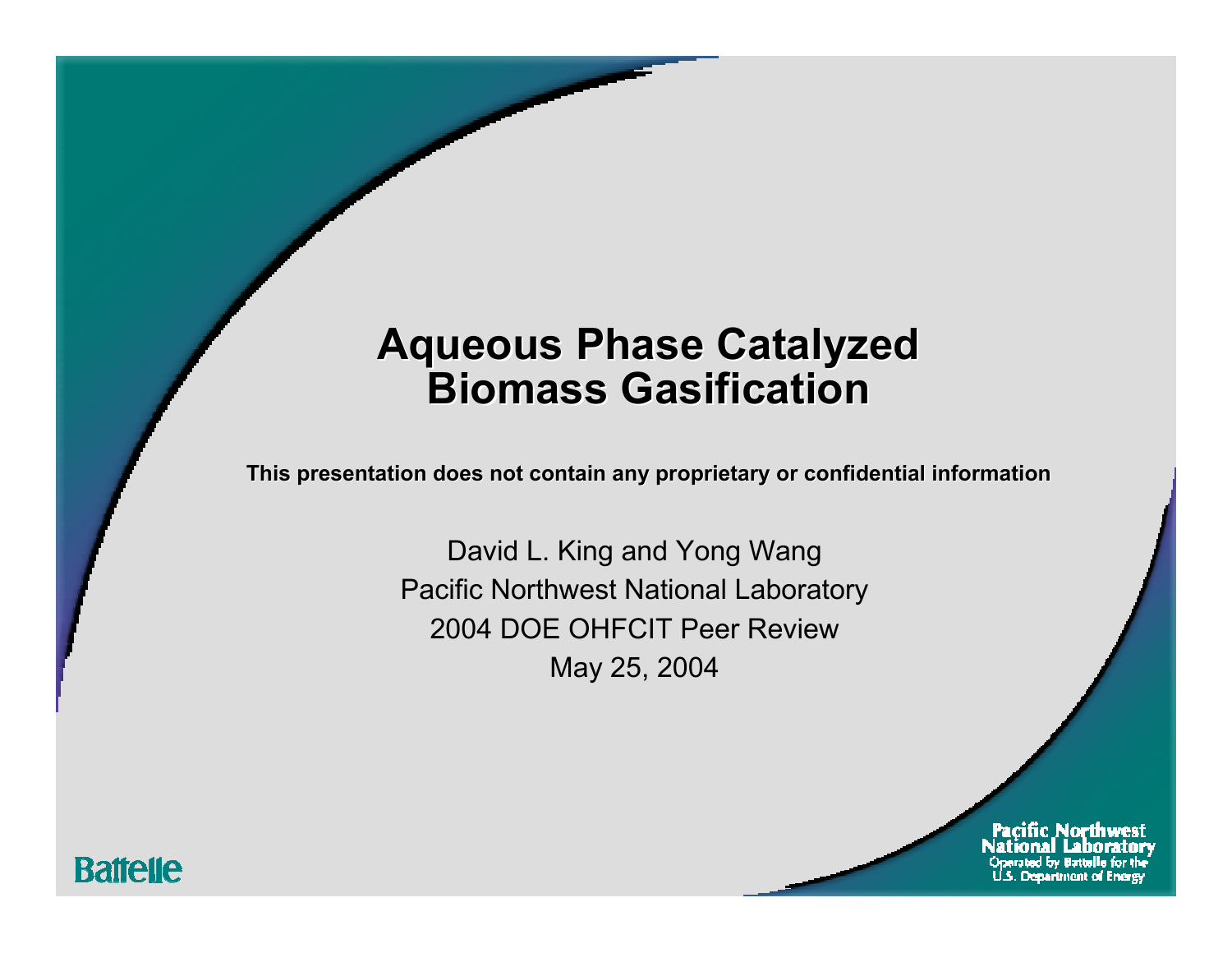# Aqueous Phase Catalyzed Biomass Gasification

**This presentation does not contain any proprietary or confidential information**

David L. King and Yong Wang

Pacific Northwest National Laboratory

2004 DOE OHFCIT Peer Review

May 25, 2004

Battelle

Pacific Northwest National Laboratory

Operated by Battelle for the U.S. Department of Energy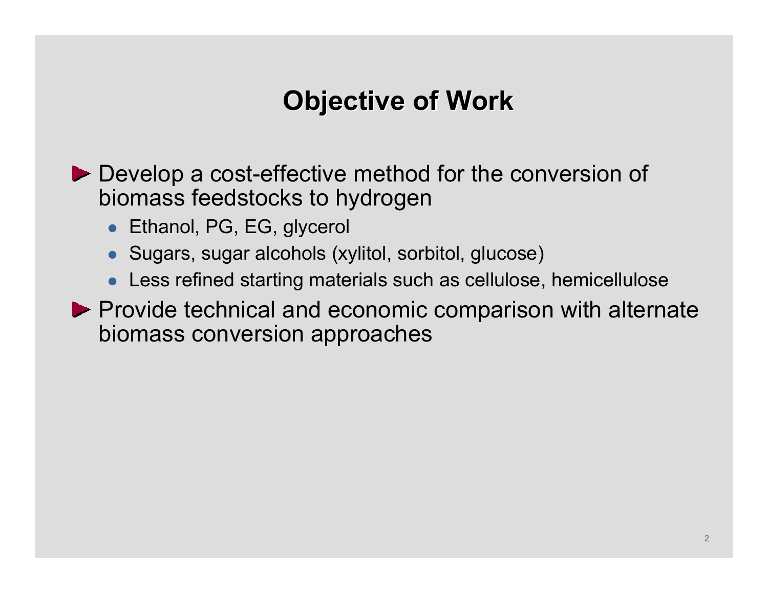# Objective of Work

- Develop a cost-effective method for the conversion of biomass feedstocks to hydrogen
  - Ethanol, PG, EG, glycerol
  - Sugars, sugar alcohols (xylitol, sorbitol, glucose)
  - Less refined starting materials such as cellulose, hemicellulose
- Provide technical and economic comparison with alternate biomass conversion approaches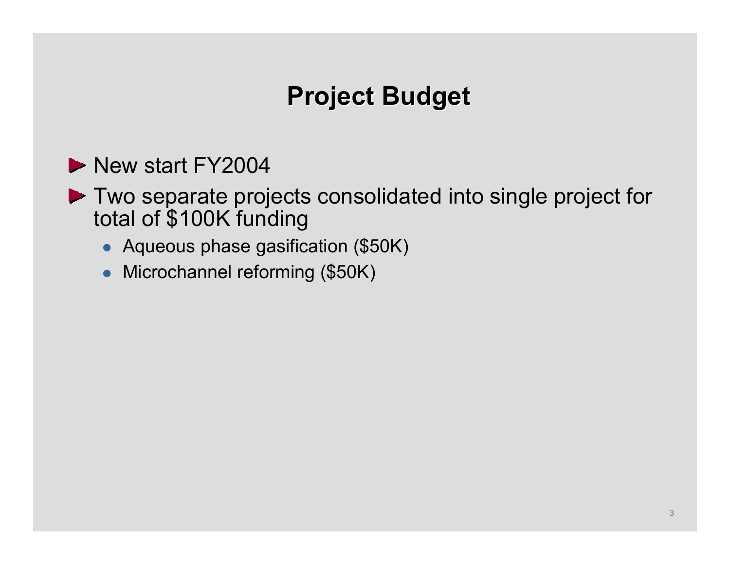# Project Budget

- New start FY2004
- Two separate projects consolidated into single project for total of $100K funding
  - Aqueous phase gasification ($50K)
  - Microchannel reforming ($50K)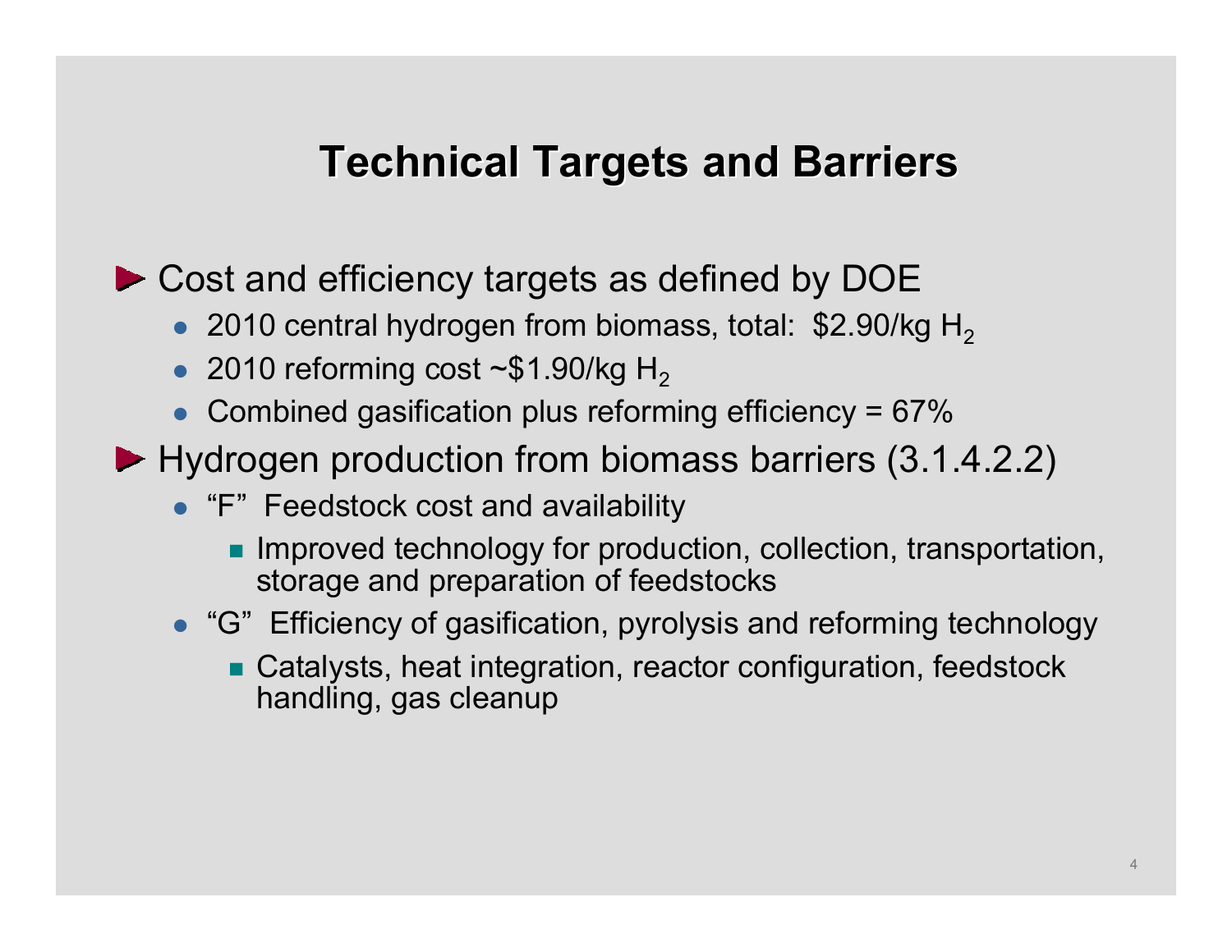# Technical Targets and Barriers

- Cost and efficiency targets as defined by DOE
  - 2010 central hydrogen from biomass, total: \$2.90/kg $H_2$
  - 2010 reforming cost ~\$1.90/kg $H_2$
  - Combined gasification plus reforming efficiency = 67%
- Hydrogen production from biomass barriers (3.1.4.2.2)
  - "F" Feedstock cost and availability
    - Improved technology for production, collection, transportation, storage and preparation of feedstocks
  - "G" Efficiency of gasification, pyrolysis and reforming technology
    - Catalysts, heat integration, reactor configuration, feedstock handling, gas cleanup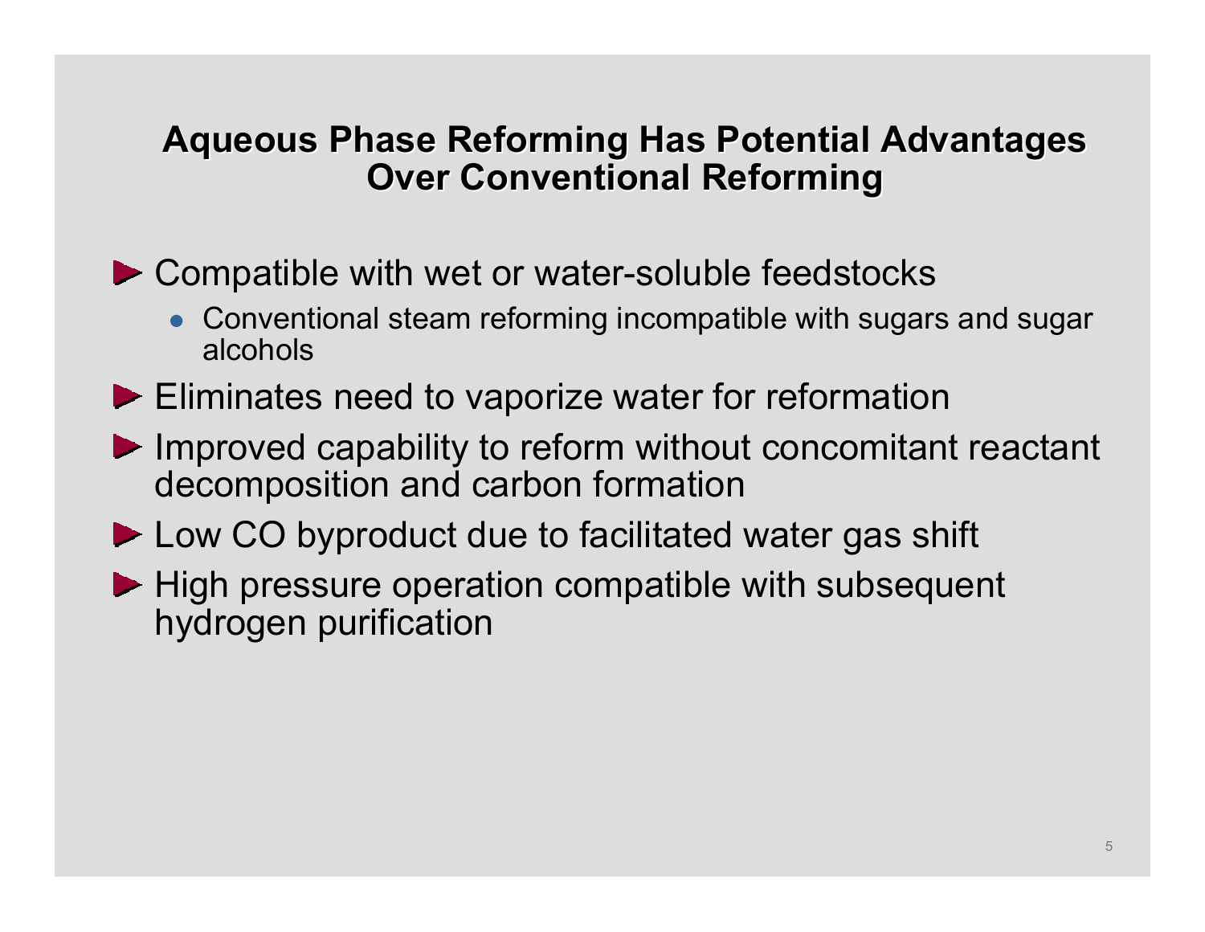# Aqueous Phase Reforming Has Potential Advantages Over Conventional Reforming

- Compatible with wet or water-soluble feedstocks
  - Conventional steam reforming incompatible with sugars and sugar alcohols
- Eliminates need to vaporize water for reformation
- Improved capability to reform without concomitant reactant decomposition and carbon formation
- Low CO byproduct due to facilitated water gas shift
- High pressure operation compatible with subsequent hydrogen purification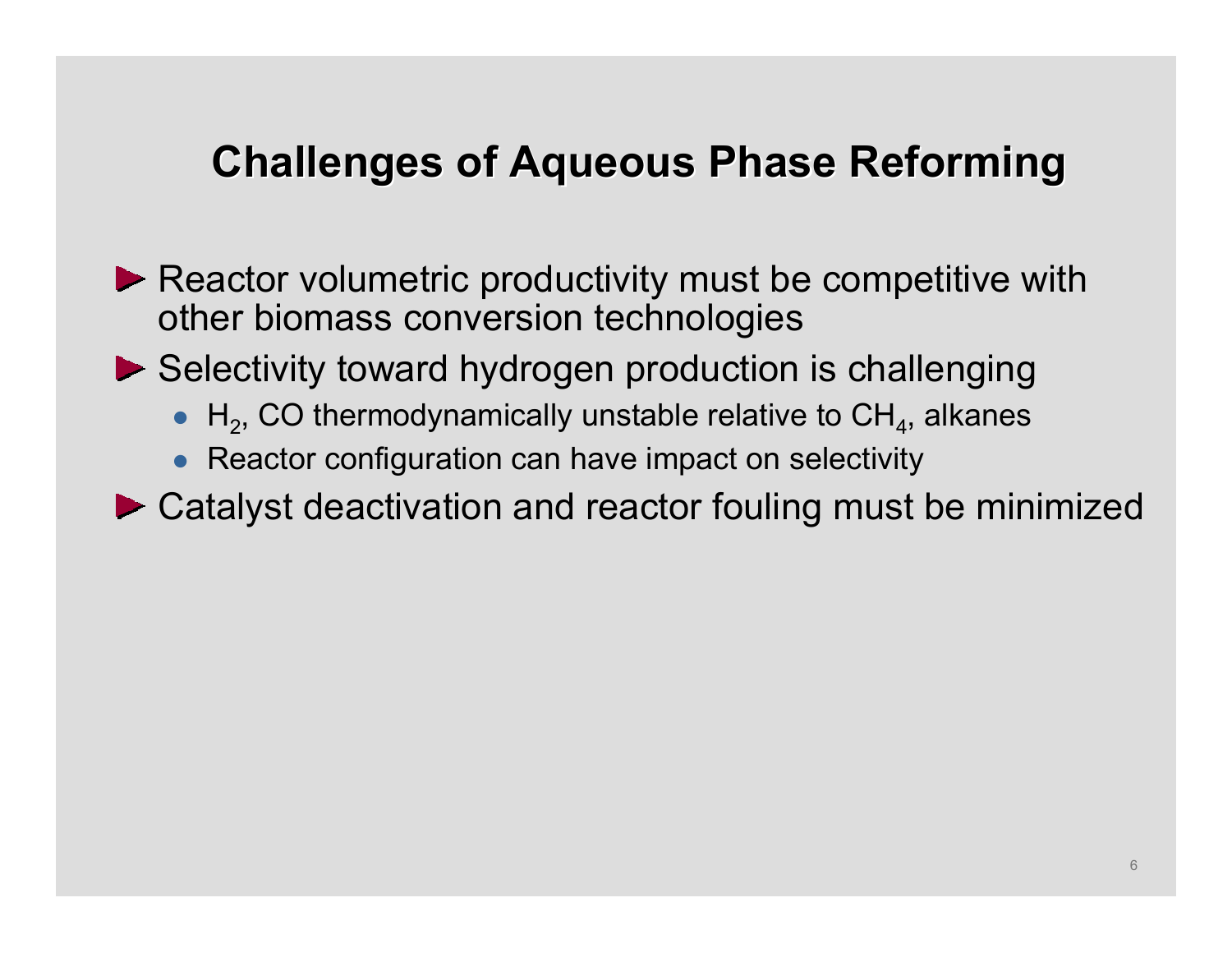# Challenges of Aqueous Phase Reforming

- Reactor volumetric productivity must be competitive with other biomass conversion technologies
- Selectivity toward hydrogen production is challenging
  - $H_2$, CO thermodynamically unstable relative to $CH_4$, alkanes
  - Reactor configuration can have impact on selectivity
- Catalyst deactivation and reactor fouling must be minimized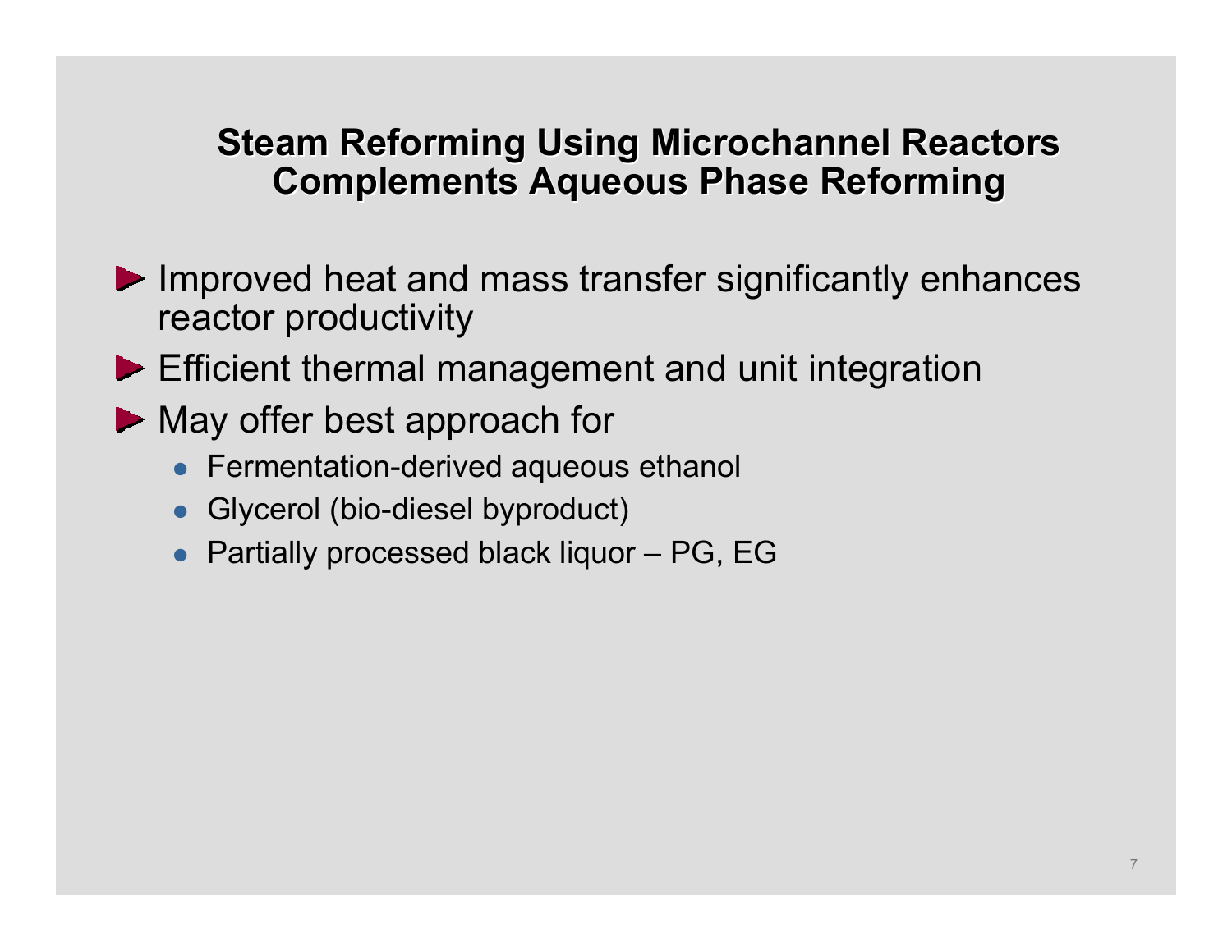## Steam Reforming Using Microchannel Reactors Complements Aqueous Phase Reforming

- Improved heat and mass transfer significantly enhances reactor productivity
- Efficient thermal management and unit integration
- May offer best approach for
  - Fermentation-derived aqueous ethanol
  - Glycerol (bio-diesel byproduct)
  - Partially processed black liquor – PG, EG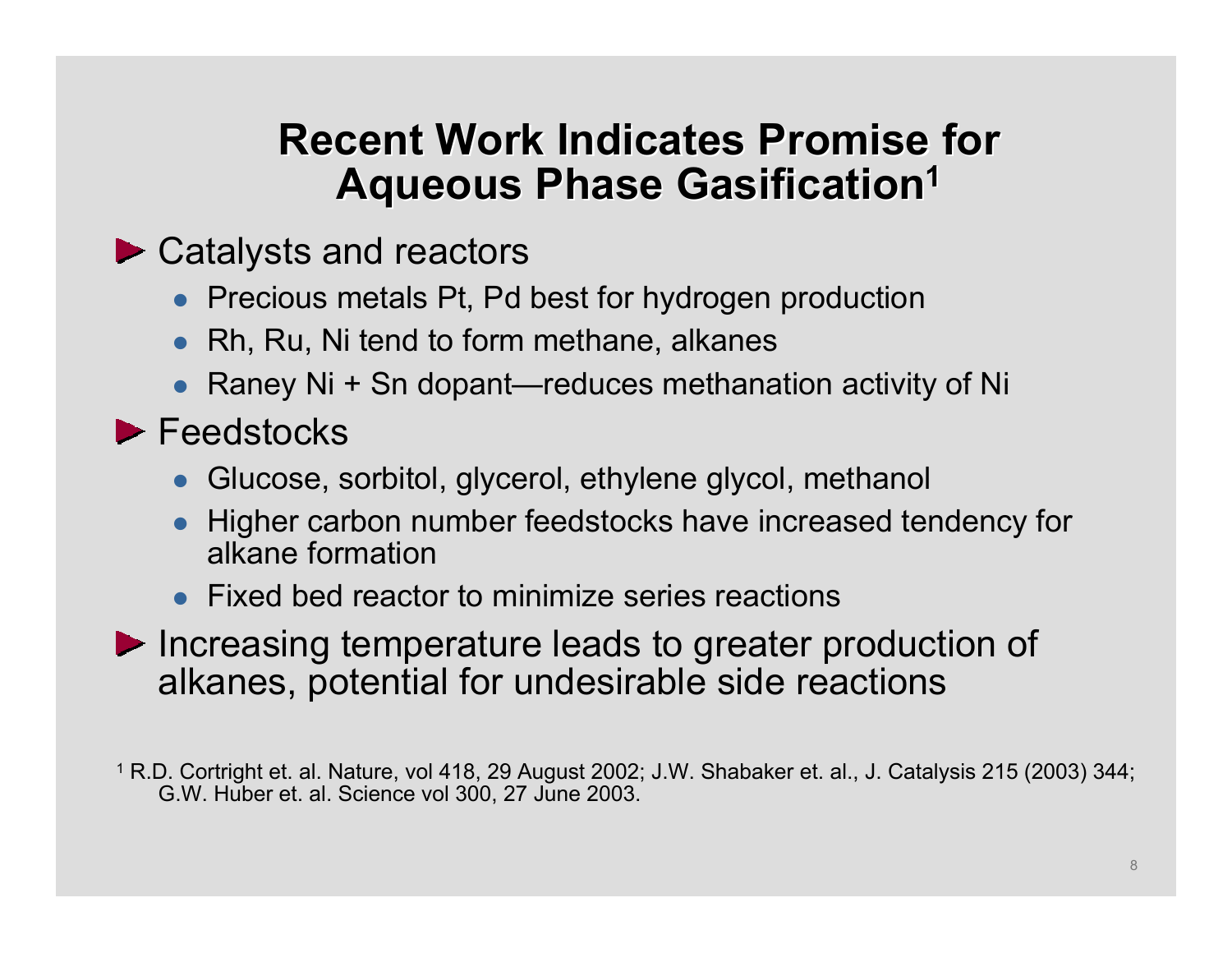# Recent Work Indicates Promise for Aqueous Phase Gasification[1]

- Catalysts and reactors
  - Precious metals Pt, Pd best for hydrogen production
  - Rh, Ru, Ni tend to form methane, alkanes
  - Raney Ni + Sn dopant—reduces methanation activity of Ni
- Feedstocks
  - Glucose, sorbitol, glycerol, ethylene glycol, methanol
  - Higher carbon number feedstocks have increased tendency for alkane formation
  - Fixed bed reactor to minimize series reactions
- Increasing temperature leads to greater production of alkanes, potential for undesirable side reactions

[1] R.D. Cortright et. al. Nature, vol 418, 29 August 2002; J.W. Shabaker et. al., J. Catalysis 215 (2003) 344; G.W. Huber et. al. Science vol 300, 27 June 2003.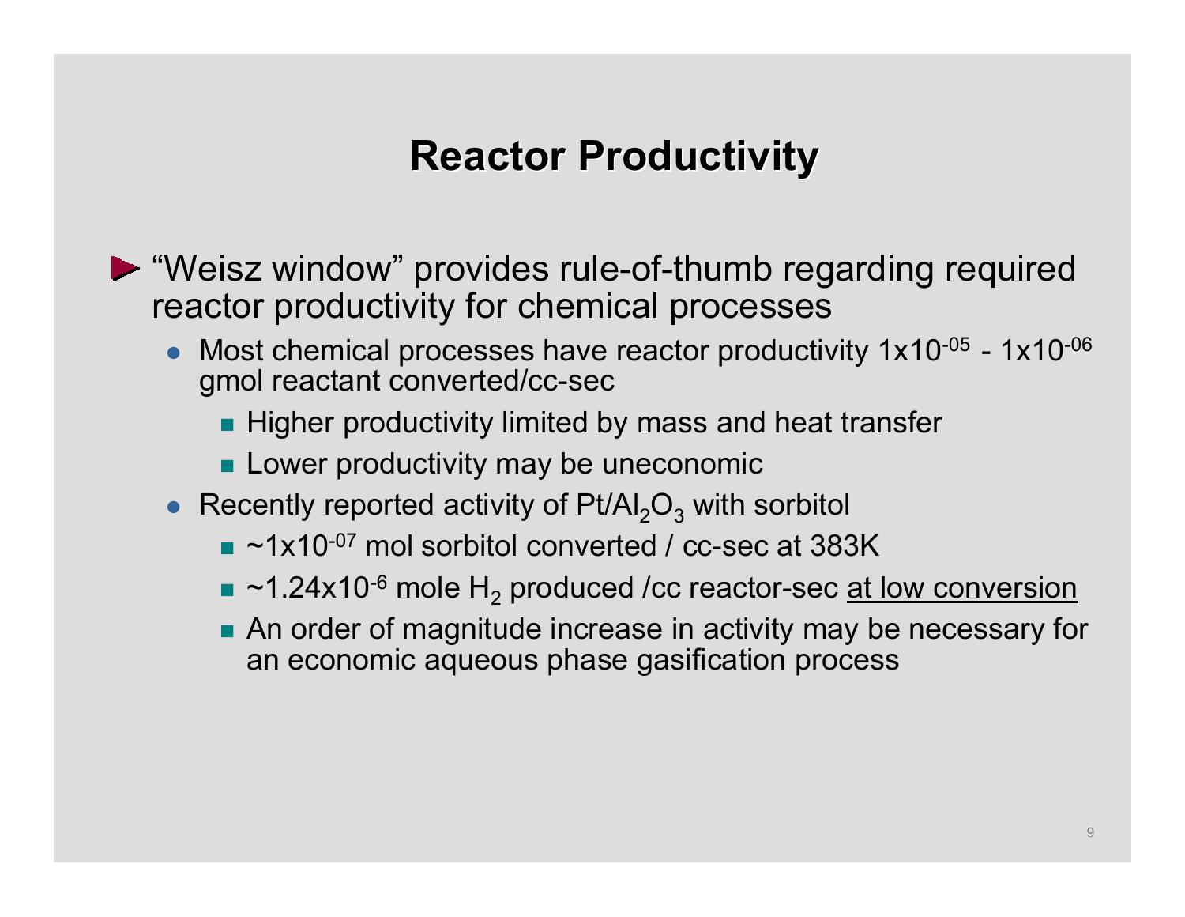# Reactor Productivity

- "Weisz window" provides rule-of-thumb regarding required reactor productivity for chemical processes
  - Most chemical processes have reactor productivity $1x10^{-05}$ - $1x10^{-06}$ gmol reactant converted/cc-sec
    - Higher productivity limited by mass and heat transfer
    - Lower productivity may be uneconomic
  - Recently reported activity of $Pt/Al_2O_3$ with sorbitol
    - ~$1x10^{-07}$ mol sorbitol converted / cc-sec at 383K
    - ~$1.24x10^{-6}$ mole $H_2$ produced /cc reactor-sec <u>at low conversion</u>
    - An order of magnitude increase in activity may be necessary for an economic aqueous phase gasification process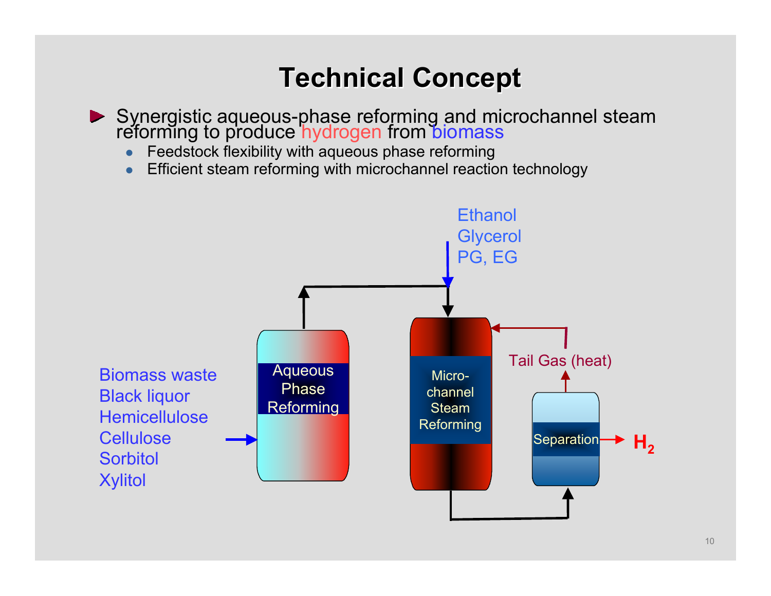# Technical Concept

- Synergistic aqueous-phase reforming and microchannel steam reforming to produce hydrogen from biomass
  - Feedstock flexibility with aqueous phase reforming
  - Efficient steam reforming with microchannel reaction technology

Biomass waste
Black liquor
Hemicellulose
Cellulose
Sorbitol
Xylitol

Aqueous Phase Reforming

Ethanol
Glycerol
PG, EG

Micro-channel Steam Reforming

Tail Gas (heat)

Separation

$H_2$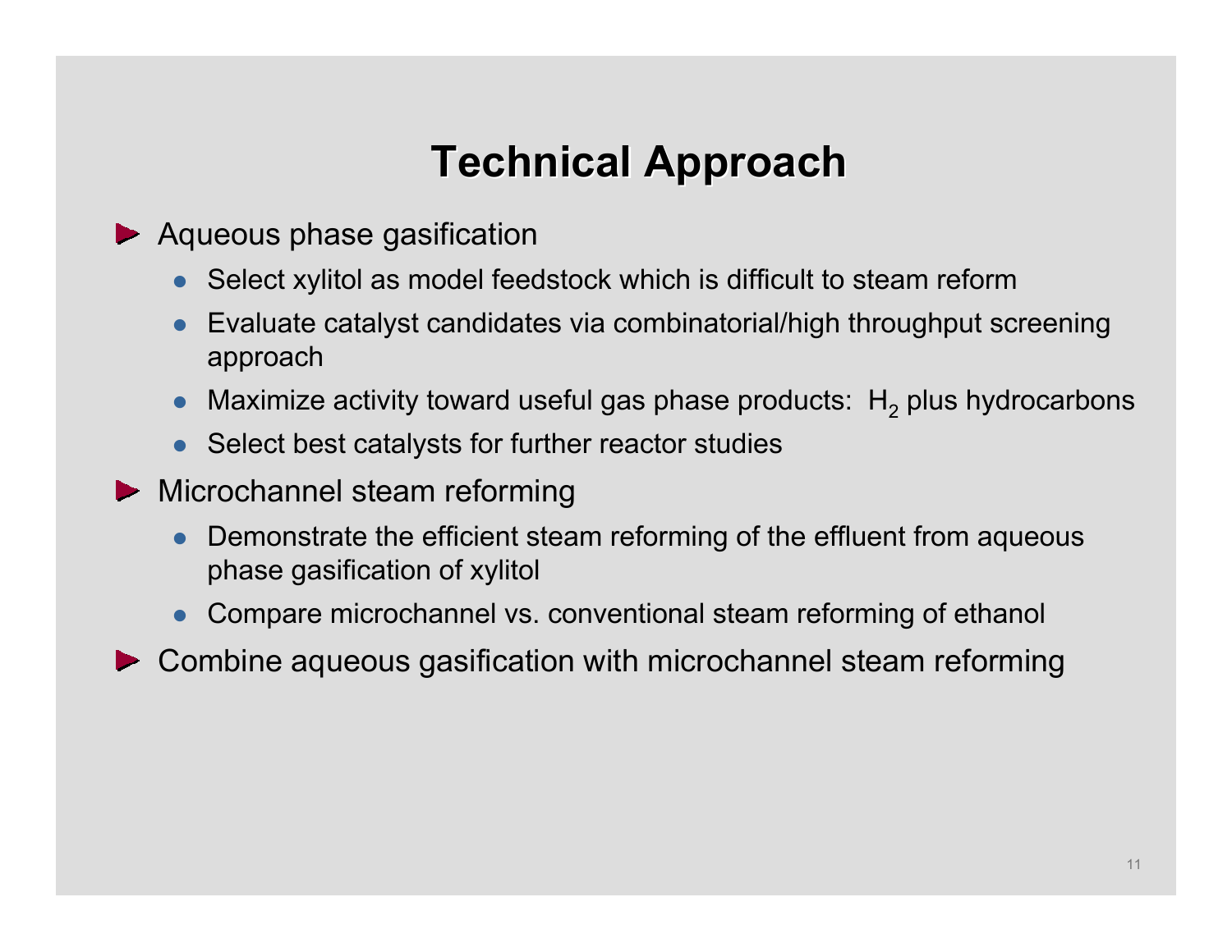# Technical Approach

- Aqueous phase gasification
  - Select xylitol as model feedstock which is difficult to steam reform
  - Evaluate catalyst candidates via combinatorial/high throughput screening approach
  - Maximize activity toward useful gas phase products: $H_2$ plus hydrocarbons
  - Select best catalysts for further reactor studies
- Microchannel steam reforming
  - Demonstrate the efficient steam reforming of the effluent from aqueous phase gasification of xylitol
  - Compare microchannel vs. conventional steam reforming of ethanol
- Combine aqueous gasification with microchannel steam reforming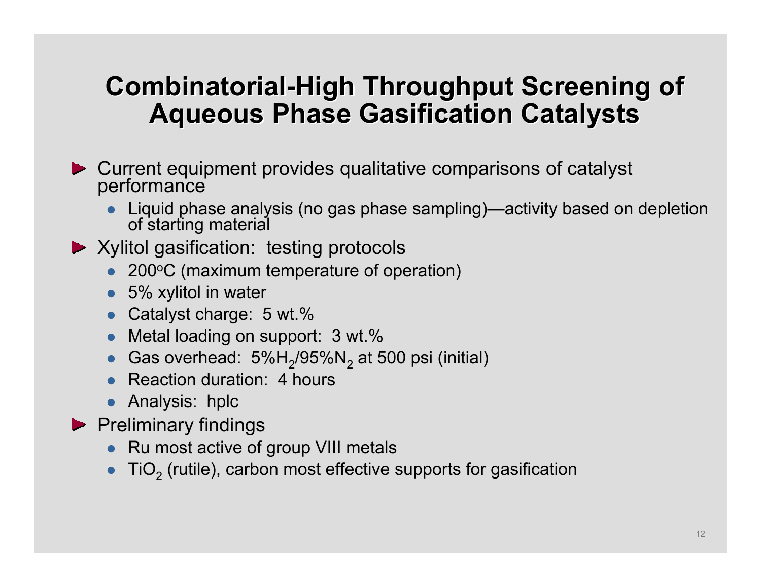# Combinatorial-High Throughput Screening of Aqueous Phase Gasification Catalysts

- Current equipment provides qualitative comparisons of catalyst performance
  - Liquid phase analysis (no gas phase sampling)—activity based on depletion of starting material
- Xylitol gasification: testing protocols
  - 200$^{o}$C (maximum temperature of operation)
  - 5% xylitol in water
  - Catalyst charge: 5 wt.%
  - Metal loading on support: 3 wt.%
  - Gas overhead: 5%$H_2$/95%$N_2$ at 500 psi (initial)
  - Reaction duration: 4 hours
  - Analysis: hplc
- Preliminary findings
  - Ru most active of group VIII metals
  - $TiO_2$ (rutile), carbon most effective supports for gasification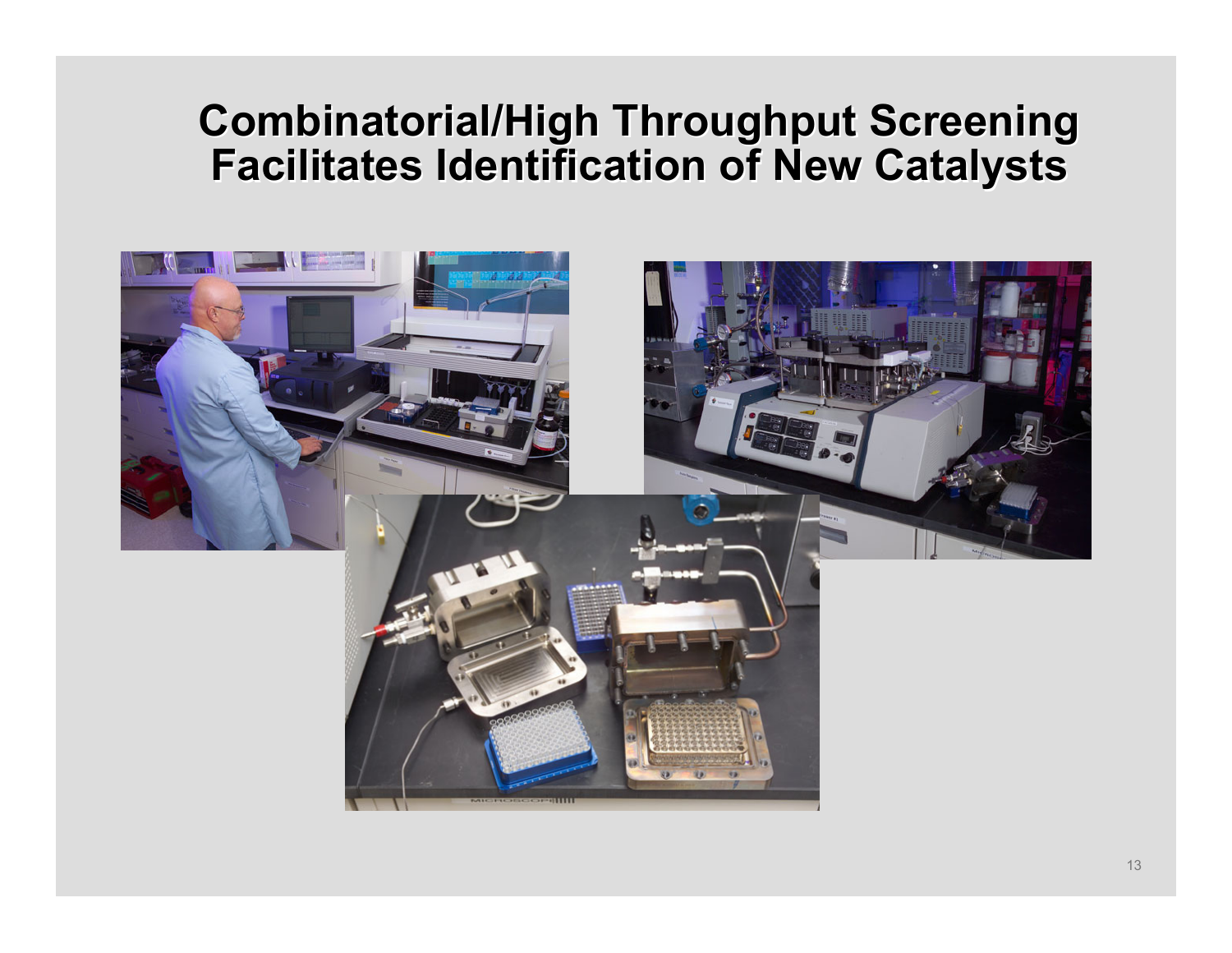# Combinatorial/High Throughput Screening Facilitates Identification of New Catalysts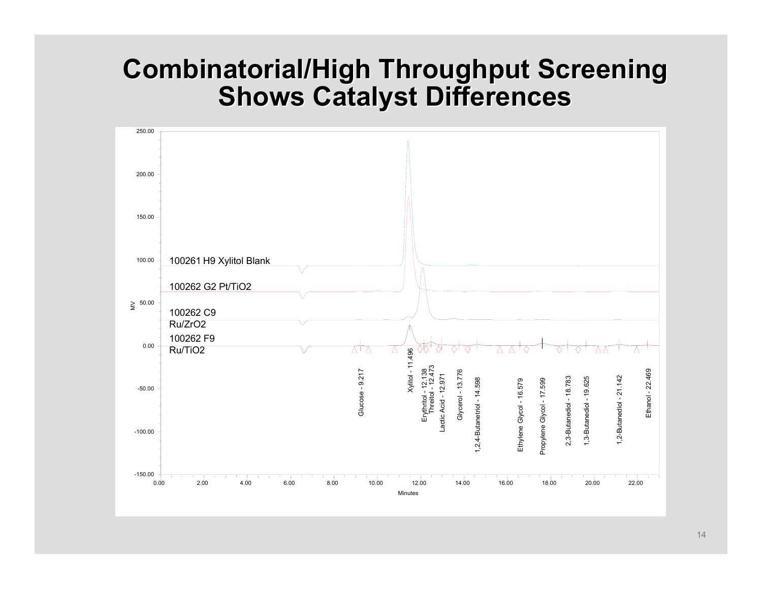# Combinatorial/High Throughput Screening Shows Catalyst Differences

100261 H9 Xylitol Blank

100262 G2 Pt/TiO2

100262 C9 Ru/ZrO2

100262 F9 Ru/TiO2

MV

Minutes

Glucose - 9.217

Xylitol - 11.496

Erythritol - 12.138

Threitol - 12.473

Lactic Acid - 12.971

Glycerol - 13.776

1,2,4-Butanetriol - 14.598

Ethylene Glycol - 16.579

Propylene Glycol - 17.599

2,3-Butanediol - 18.783

1,3-Butanediol - 19.625

1,2-Butanediol - 21.142

Ethanol - 22.469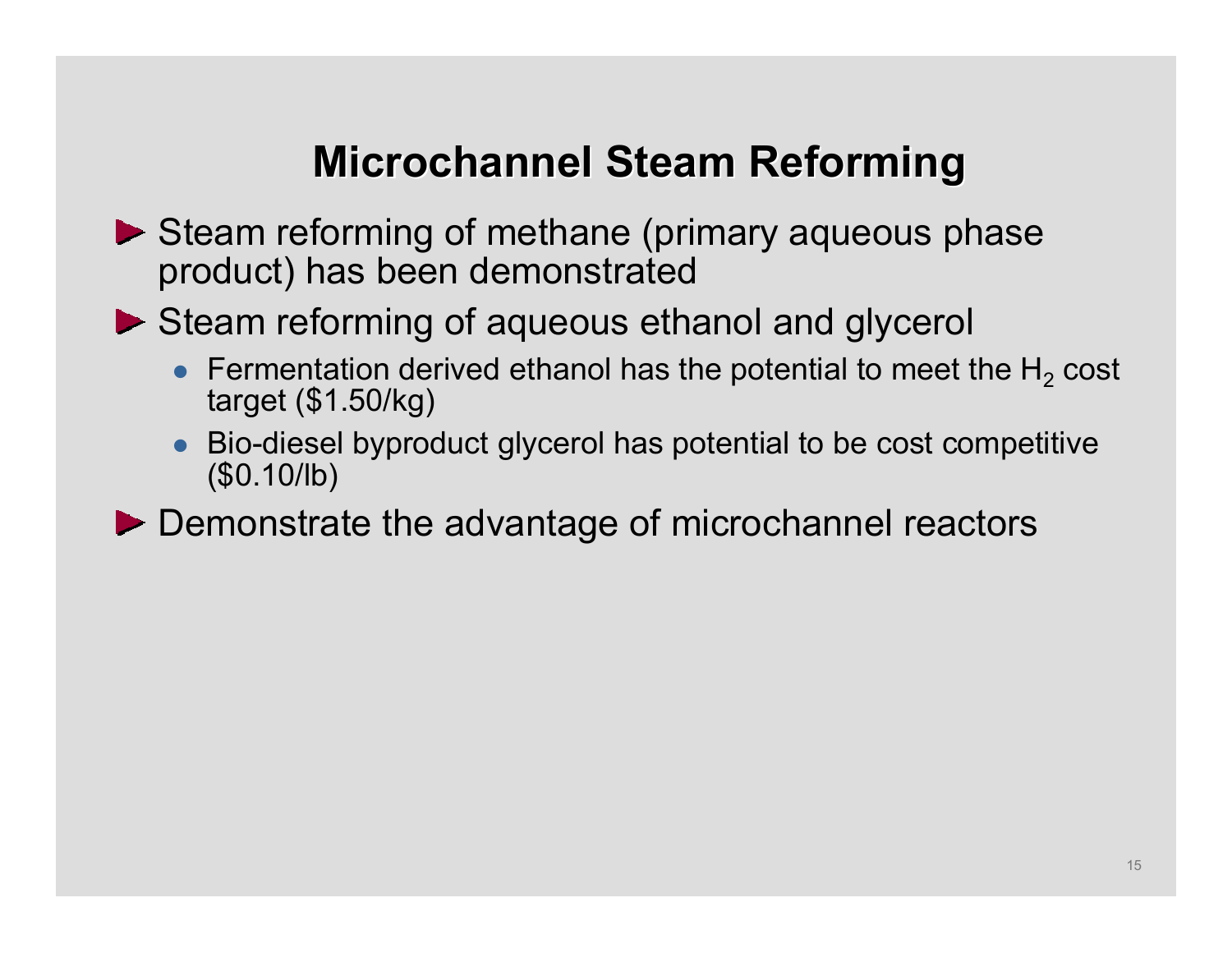# Microchannel Steam Reforming

- Steam reforming of methane (primary aqueous phase product) has been demonstrated
- Steam reforming of aqueous ethanol and glycerol
  - Fermentation derived ethanol has the potential to meet the $H_2$ cost target ($1.50/kg)
  - Bio-diesel byproduct glycerol has potential to be cost competitive ($0.10/lb)
- Demonstrate the advantage of microchannel reactors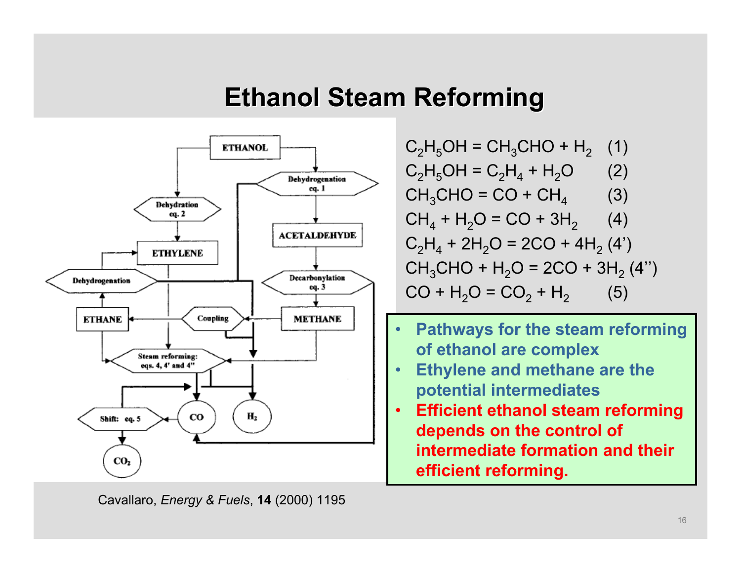# Ethanol Steam Reforming

$$C_2H_5OH = CH_3CHO + H_2 \quad (1)$$

$$C_2H_5OH = C_2H_4 + H_2O \quad (2)$$

$$CH_3CHO = CO + CH_4 \quad (3)$$

$$CH_4 + H_2O = CO + 3H_2 \quad (4)$$

$$C_2H_4 + 2H_2O = 2CO + 4H_2 \quad (4')$$

$$CH_3CHO + H_2O = 2CO + 3H_2 \quad (4'')$$

$$CO + H_2O = CO_2 + H_2 \quad (5)$$

- **Pathways for the steam reforming of ethanol are complex**
- **Ethylene and methane are the potential intermediates**
- **Efficient ethanol steam reforming depends on the control of intermediate formation and their efficient reforming.**

Cavallaro, *Energy & Fuels*, **14** (2000) 1195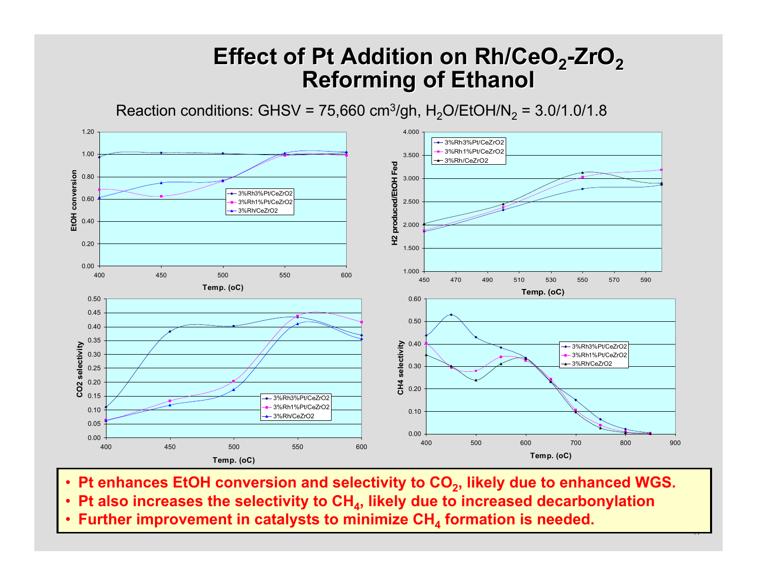# Effect of Pt Addition on $Rh/CeO_2$-$ZrO_2$ Reforming of Ethanol

Reaction conditions: GHSV = 75,660 $cm^3/gh$, $H_2O/EtOH/N_2$ = 3.0/1.0/1.8

- Pt enhances EtOH conversion and selectivity to $CO_2$, likely due to enhanced WGS.
- Pt also increases the selectivity to $CH_4$, likely due to increased decarbonylation
- Further improvement in catalysts to minimize $CH_4$ formation is needed.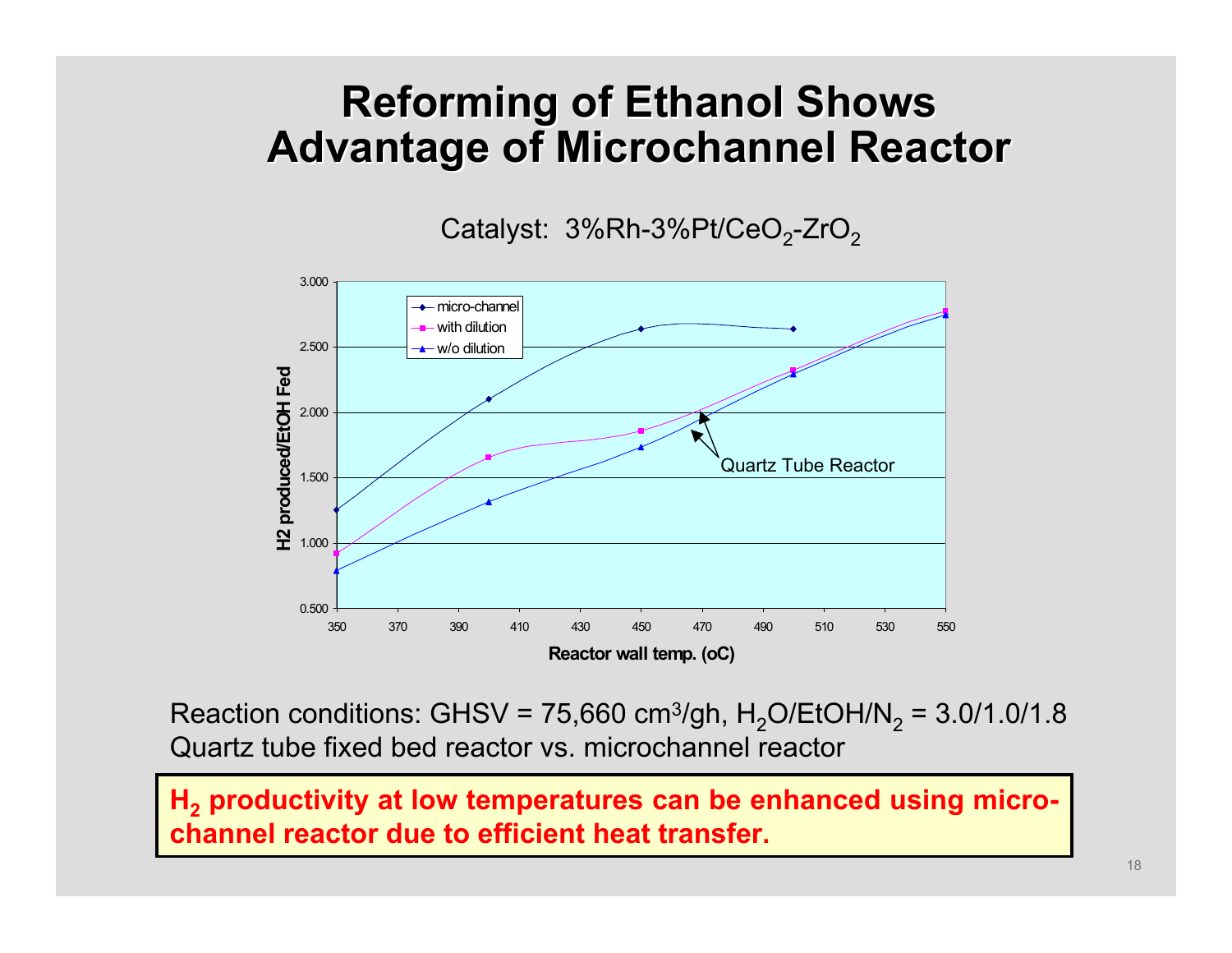# Reforming of Ethanol Shows Advantage of Microchannel Reactor

Catalyst: 3%Rh-3%Pt/$CeO_2$-$ZrO_2$

Reaction conditions: GHSV = 75,660 $cm^3$/gh, $H_2O$/EtOH/$N_2$ = 3.0/1.0/1.8
Quartz tube fixed bed reactor vs. microchannel reactor

**$H_2$ productivity at low temperatures can be enhanced using micro-channel reactor due to efficient heat transfer.**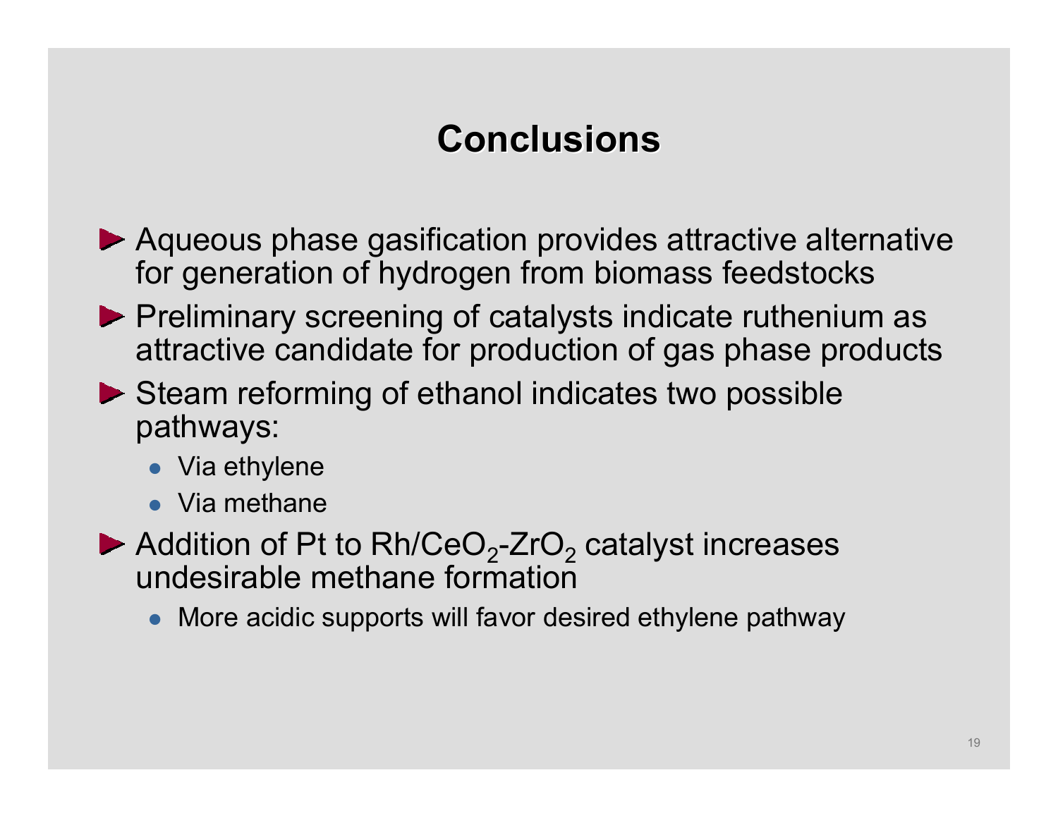# Conclusions

- Aqueous phase gasification provides attractive alternative for generation of hydrogen from biomass feedstocks
- Preliminary screening of catalysts indicate ruthenium as attractive candidate for production of gas phase products
- Steam reforming of ethanol indicates two possible pathways:
  - Via ethylene
  - Via methane
- Addition of Pt to Rh/$CeO_2$-$ZrO_2$ catalyst increases undesirable methane formation
  - More acidic supports will favor desired ethylene pathway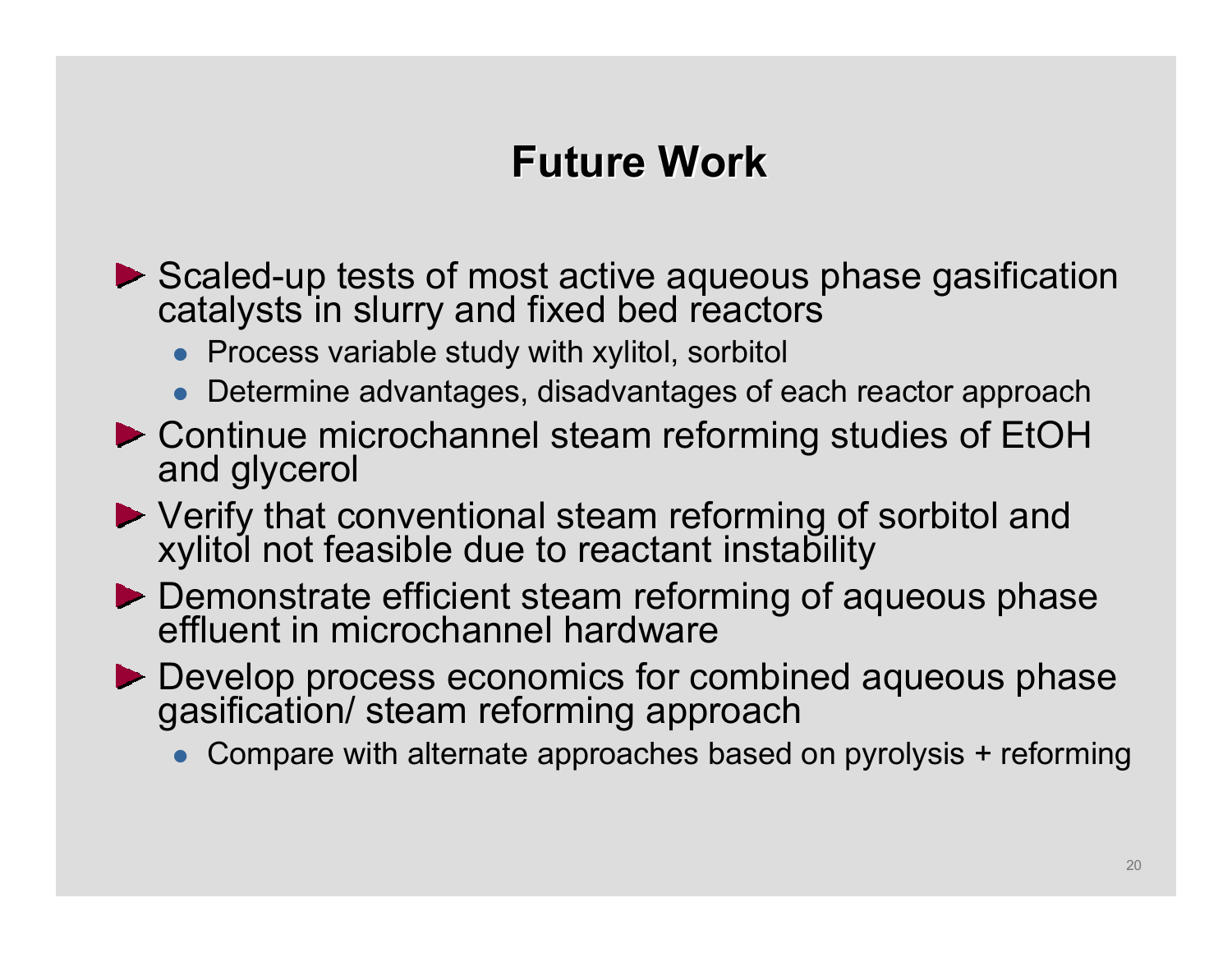# Future Work

- Scaled-up tests of most active aqueous phase gasification catalysts in slurry and fixed bed reactors
  - Process variable study with xylitol, sorbitol
  - Determine advantages, disadvantages of each reactor approach
- Continue microchannel steam reforming studies of EtOH and glycerol
- Verify that conventional steam reforming of sorbitol and xylitol not feasible due to reactant instability
- Demonstrate efficient steam reforming of aqueous phase effluent in microchannel hardware
- Develop process economics for combined aqueous phase gasification/ steam reforming approach
  - Compare with alternate approaches based on pyrolysis + reforming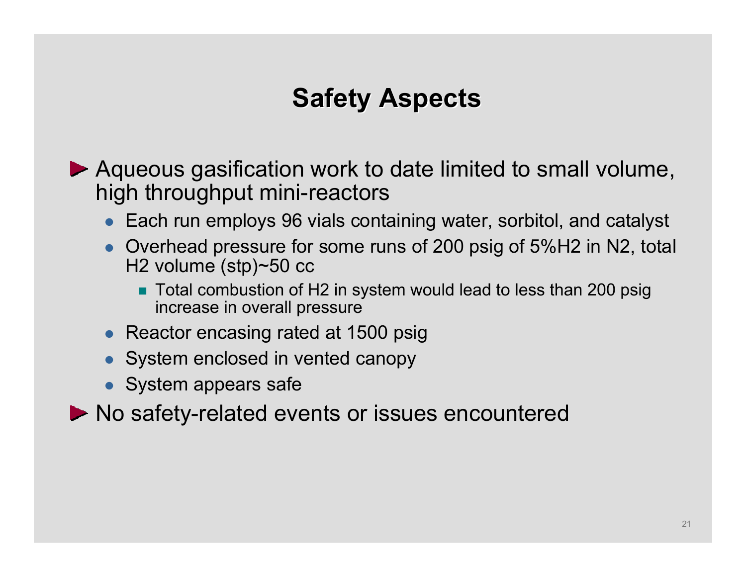# Safety Aspects

- Aqueous gasification work to date limited to small volume, high throughput mini-reactors
  - Each run employs 96 vials containing water, sorbitol, and catalyst
  - Overhead pressure for some runs of 200 psig of 5% $H_2$ in $N_2$, total $H_2$ volume (stp)~50 cc
    - Total combustion of $H_2$ in system would lead to less than 200 psig increase in overall pressure
  - Reactor encasing rated at 1500 psig
  - System enclosed in vented canopy
  - System appears safe
- No safety-related events or issues encountered